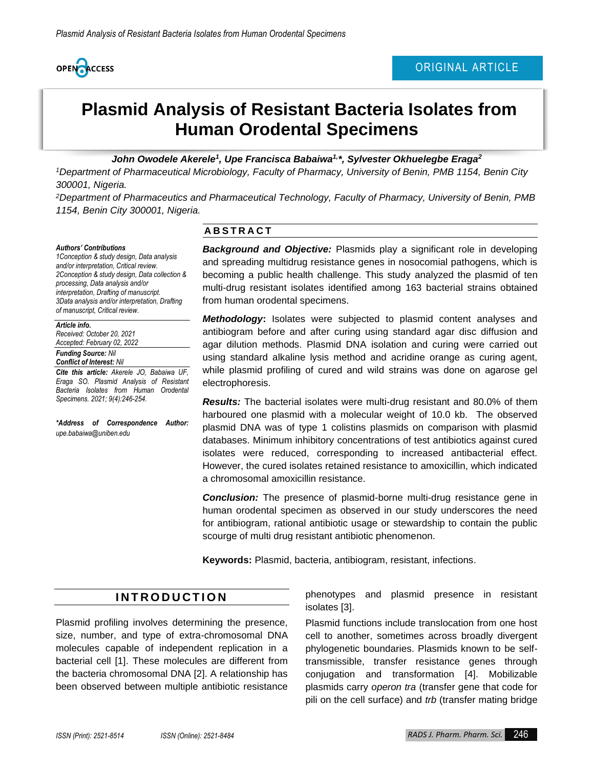ORIGINAL ARTICLE

# Plasmid Analysis of Resistant Bacteria Isolates from Human Orodental Specimens

***John Owodele Akerele[1], Upe Francisca Babaiwa[1,*], Sylvester Okhuelegbe Eraga[2]***

*[1]Department of Pharmaceutical Microbiology, Faculty of Pharmacy, University of Benin, PMB 1154, Benin City 300001, Nigeria.*

*[2]Department of Pharmaceutics and Pharmaceutical Technology, Faculty of Pharmacy, University of Benin, PMB 1154, Benin City 300001, Nigeria.*

***Authors' Contributions***
*1Conception & study design, Data analysis and/or interpretation, Critical review.*
*2Conception & study design, Data collection & processing, Data analysis and/or interpretation, Drafting of manuscript.*
*3Data analysis and/or interpretation, Drafting of manuscript, Critical review.*

***Article info.***
*Received: October 20, 2021*
*Accepted: February 02, 2022*

***Funding Source:*** *Nil*
***Conflict of Interest:*** *Nil*

***Cite this article:*** *Akerele JO, Babaiwa UF, Eraga SO. Plasmid Analysis of Resistant Bacteria Isolates from Human Orodental Specimens. 2021; 9(4):246-254.*

***\*Address of Correspondence Author:*** *upe.babaiwa@uniben.edu*

## ABSTRACT

***Background and Objective:*** Plasmids play a significant role in developing and spreading multidrug resistance genes in nosocomial pathogens, which is becoming a public health challenge. This study analyzed the plasmid of ten multi-drug resistant isolates identified among 163 bacterial strains obtained from human orodental specimens.

***Methodology*:** Isolates were subjected to plasmid content analyses and antibiogram before and after curing using standard agar disc diffusion and agar dilution methods. Plasmid DNA isolation and curing were carried out using standard alkaline lysis method and acridine orange as curing agent, while plasmid profiling of cured and wild strains was done on agarose gel electrophoresis.

***Results:*** The bacterial isolates were multi-drug resistant and 80.0% of them harboured one plasmid with a molecular weight of 10.0 kb. The observed plasmid DNA was of type 1 colistins plasmids on comparison with plasmid databases. Minimum inhibitory concentrations of test antibiotics against cured isolates were reduced, corresponding to increased antibacterial effect. However, the cured isolates retained resistance to amoxicillin, which indicated a chromosomal amoxicillin resistance.

***Conclusion:*** The presence of plasmid-borne multi-drug resistance gene in human orodental specimen as observed in our study underscores the need for antibiogram, rational antibiotic usage or stewardship to contain the public scourge of multi drug resistant antibiotic phenomenon.

**Keywords:** Plasmid, bacteria, antibiogram, resistant, infections.

## INTRODUCTION

Plasmid profiling involves determining the presence, size, number, and type of extra-chromosomal DNA molecules capable of independent replication in a bacterial cell [1]. These molecules are different from the bacteria chromosomal DNA [2]. A relationship has been observed between multiple antibiotic resistance phenotypes and plasmid presence in resistant isolates [3].

Plasmid functions include translocation from one host cell to another, sometimes across broadly divergent phylogenetic boundaries. Plasmids known to be self-transmissible, transfer resistance genes through conjugation and transformation [4]. Mobilizable plasmids carry *operon tra* (transfer gene that code for pili on the cell surface) and *trb* (transfer mating bridge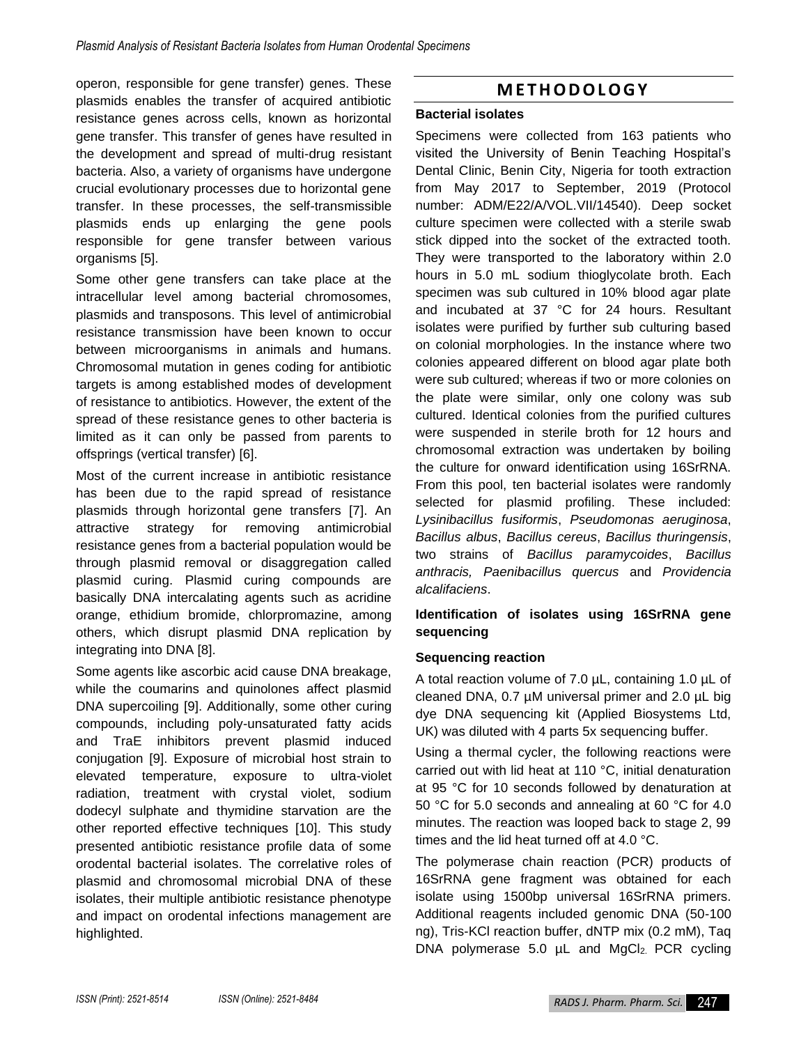operon, responsible for gene transfer) genes. These plasmids enables the transfer of acquired antibiotic resistance genes across cells, known as horizontal gene transfer. This transfer of genes have resulted in the development and spread of multi-drug resistant bacteria. Also, a variety of organisms have undergone crucial evolutionary processes due to horizontal gene transfer. In these processes, the self-transmissible plasmids ends up enlarging the gene pools responsible for gene transfer between various organisms [5].

Some other gene transfers can take place at the intracellular level among bacterial chromosomes, plasmids and transposons. This level of antimicrobial resistance transmission have been known to occur between microorganisms in animals and humans. Chromosomal mutation in genes coding for antibiotic targets is among established modes of development of resistance to antibiotics. However, the extent of the spread of these resistance genes to other bacteria is limited as it can only be passed from parents to offsprings (vertical transfer) [6].

Most of the current increase in antibiotic resistance has been due to the rapid spread of resistance plasmids through horizontal gene transfers [7]. An attractive strategy for removing antimicrobial resistance genes from a bacterial population would be through plasmid removal or disaggregation called plasmid curing. Plasmid curing compounds are basically DNA intercalating agents such as acridine orange, ethidium bromide, chlorpromazine, among others, which disrupt plasmid DNA replication by integrating into DNA [8].

Some agents like ascorbic acid cause DNA breakage, while the coumarins and quinolones affect plasmid DNA supercoiling [9]. Additionally, some other curing compounds, including poly-unsaturated fatty acids and TraE inhibitors prevent plasmid induced conjugation [9]. Exposure of microbial host strain to elevated temperature, exposure to ultra-violet radiation, treatment with crystal violet, sodium dodecyl sulphate and thymidine starvation are the other reported effective techniques [10]. This study presented antibiotic resistance profile data of some orodental bacterial isolates. The correlative roles of plasmid and chromosomal microbial DNA of these isolates, their multiple antibiotic resistance phenotype and impact on orodental infections management are highlighted.

## METHODOLOGY

### Bacterial isolates

Specimens were collected from 163 patients who visited the University of Benin Teaching Hospital's Dental Clinic, Benin City, Nigeria for tooth extraction from May 2017 to September, 2019 (Protocol number: ADM/E22/A/VOL.VII/14540). Deep socket culture specimen were collected with a sterile swab stick dipped into the socket of the extracted tooth. They were transported to the laboratory within 2.0 hours in 5.0 mL sodium thioglycolate broth. Each specimen was sub cultured in 10% blood agar plate and incubated at 37 °C for 24 hours. Resultant isolates were purified by further sub culturing based on colonial morphologies. In the instance where two colonies appeared different on blood agar plate both were sub cultured; whereas if two or more colonies on the plate were similar, only one colony was sub cultured. Identical colonies from the purified cultures were suspended in sterile broth for 12 hours and chromosomal extraction was undertaken by boiling the culture for onward identification using 16SrRNA. From this pool, ten bacterial isolates were randomly selected for plasmid profiling. These included: *Lysinibacillus fusiformis*, *Pseudomonas aeruginosa*, *Bacillus albus*, *Bacillus cereus*, *Bacillus thuringensis*, two strains of *Bacillus paramycoides*, *Bacillus anthracis, Paenibacillus quercus* and *Providencia alcalifaciens*.

### Identification of isolates using 16SrRNA gene sequencing

### Sequencing reaction

A total reaction volume of 7.0 µL, containing 1.0 µL of cleaned DNA, 0.7 µM universal primer and 2.0 µL big dye DNA sequencing kit (Applied Biosystems Ltd, UK) was diluted with 4 parts 5x sequencing buffer.

Using a thermal cycler, the following reactions were carried out with lid heat at 110 °C, initial denaturation at 95 °C for 10 seconds followed by denaturation at 50 °C for 5.0 seconds and annealing at 60 °C for 4.0 minutes. The reaction was looped back to stage 2, 99 times and the lid heat turned off at 4.0 °C.

The polymerase chain reaction (PCR) products of 16SrRNA gene fragment was obtained for each isolate using 1500bp universal 16SrRNA primers. Additional reagents included genomic DNA (50-100 ng), Tris-KCl reaction buffer, dNTP mix (0.2 mM), Taq DNA polymerase 5.0 µL and $MgCl_2$. PCR cycling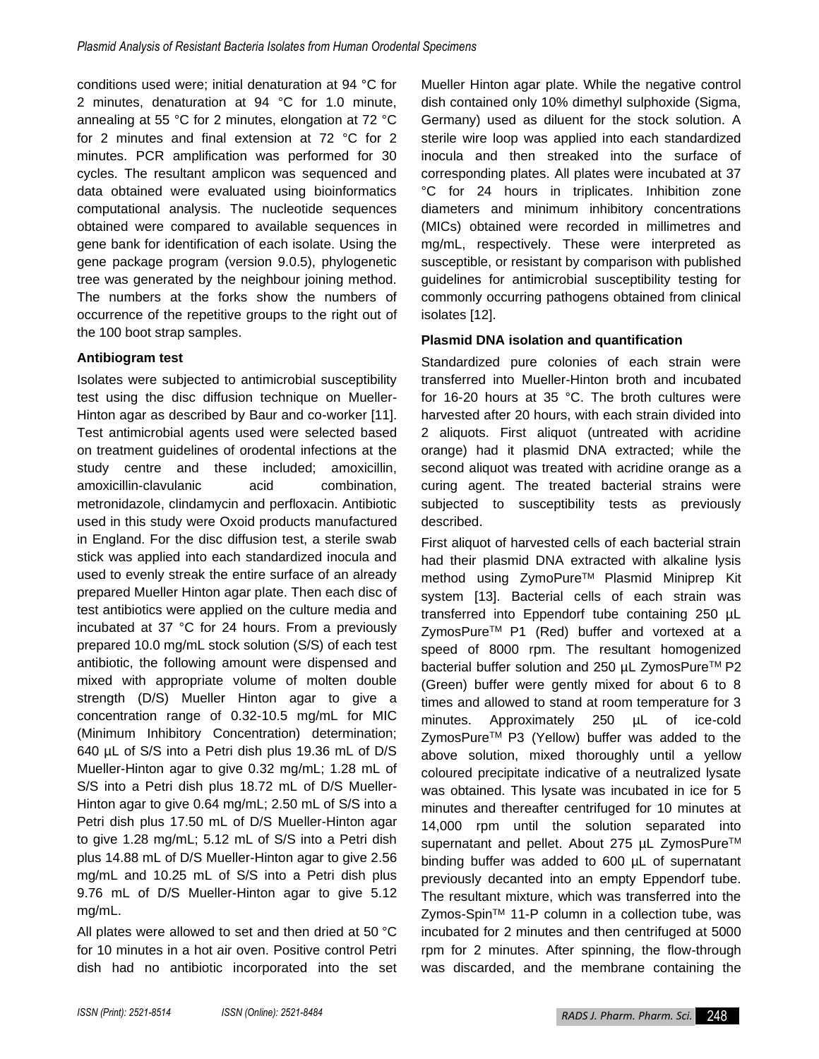conditions used were; initial denaturation at 94 °C for 2 minutes, denaturation at 94 °C for 1.0 minute, annealing at 55 °C for 2 minutes, elongation at 72 °C for 2 minutes and final extension at 72 °C for 2 minutes. PCR amplification was performed for 30 cycles. The resultant amplicon was sequenced and data obtained were evaluated using bioinformatics computational analysis. The nucleotide sequences obtained were compared to available sequences in gene bank for identification of each isolate. Using the gene package program (version 9.0.5), phylogenetic tree was generated by the neighbour joining method. The numbers at the forks show the numbers of occurrence of the repetitive groups to the right out of the 100 boot strap samples.

**Antibiogram test**

Isolates were subjected to antimicrobial susceptibility test using the disc diffusion technique on Mueller-Hinton agar as described by Baur and co-worker [11]. Test antimicrobial agents used were selected based on treatment guidelines of orodental infections at the study centre and these included; amoxicillin, amoxicillin-clavulanic acid combination, metronidazole, clindamycin and perfloxacin. Antibiotic used in this study were Oxoid products manufactured in England. For the disc diffusion test, a sterile swab stick was applied into each standardized inocula and used to evenly streak the entire surface of an already prepared Mueller Hinton agar plate. Then each disc of test antibiotics were applied on the culture media and incubated at 37 °C for 24 hours. From a previously prepared 10.0 mg/mL stock solution (S/S) of each test antibiotic, the following amount were dispensed and mixed with appropriate volume of molten double strength (D/S) Mueller Hinton agar to give a concentration range of 0.32-10.5 mg/mL for MIC (Minimum Inhibitory Concentration) determination; 640 µL of S/S into a Petri dish plus 19.36 mL of D/S Mueller-Hinton agar to give 0.32 mg/mL; 1.28 mL of S/S into a Petri dish plus 18.72 mL of D/S Mueller-Hinton agar to give 0.64 mg/mL; 2.50 mL of S/S into a Petri dish plus 17.50 mL of D/S Mueller-Hinton agar to give 1.28 mg/mL; 5.12 mL of S/S into a Petri dish plus 14.88 mL of D/S Mueller-Hinton agar to give 2.56 mg/mL and 10.25 mL of S/S into a Petri dish plus 9.76 mL of D/S Mueller-Hinton agar to give 5.12 mg/mL.

All plates were allowed to set and then dried at 50 °C for 10 minutes in a hot air oven. Positive control Petri dish had no antibiotic incorporated into the set Mueller Hinton agar plate. While the negative control dish contained only 10% dimethyl sulphoxide (Sigma, Germany) used as diluent for the stock solution. A sterile wire loop was applied into each standardized inocula and then streaked into the surface of corresponding plates. All plates were incubated at 37 °C for 24 hours in triplicates. Inhibition zone diameters and minimum inhibitory concentrations (MICs) obtained were recorded in millimetres and mg/mL, respectively. These were interpreted as susceptible, or resistant by comparison with published guidelines for antimicrobial susceptibility testing for commonly occurring pathogens obtained from clinical isolates [12].

**Plasmid DNA isolation and quantification**

Standardized pure colonies of each strain were transferred into Mueller-Hinton broth and incubated for 16-20 hours at 35 °C. The broth cultures were harvested after 20 hours, with each strain divided into 2 aliquots. First aliquot (untreated with acridine orange) had it plasmid DNA extracted; while the second aliquot was treated with acridine orange as a curing agent. The treated bacterial strains were subjected to susceptibility tests as previously described.

First aliquot of harvested cells of each bacterial strain had their plasmid DNA extracted with alkaline lysis method using ZymoPure™ Plasmid Miniprep Kit system [13]. Bacterial cells of each strain was transferred into Eppendorf tube containing 250 µL ZymosPure™ P1 (Red) buffer and vortexed at a speed of 8000 rpm. The resultant homogenized bacterial buffer solution and 250 µL ZymosPure™ P2 (Green) buffer were gently mixed for about 6 to 8 times and allowed to stand at room temperature for 3 minutes. Approximately 250 µL of ice-cold ZymosPure™ P3 (Yellow) buffer was added to the above solution, mixed thoroughly until a yellow coloured precipitate indicative of a neutralized lysate was obtained. This lysate was incubated in ice for 5 minutes and thereafter centrifuged for 10 minutes at 14,000 rpm until the solution separated into supernatant and pellet. About 275 µL ZymosPure™ binding buffer was added to 600 µL of supernatant previously decanted into an empty Eppendorf tube. The resultant mixture, which was transferred into the Zymos-Spin™ 11-P column in a collection tube, was incubated for 2 minutes and then centrifuged at 5000 rpm for 2 minutes. After spinning, the flow-through was discarded, and the membrane containing the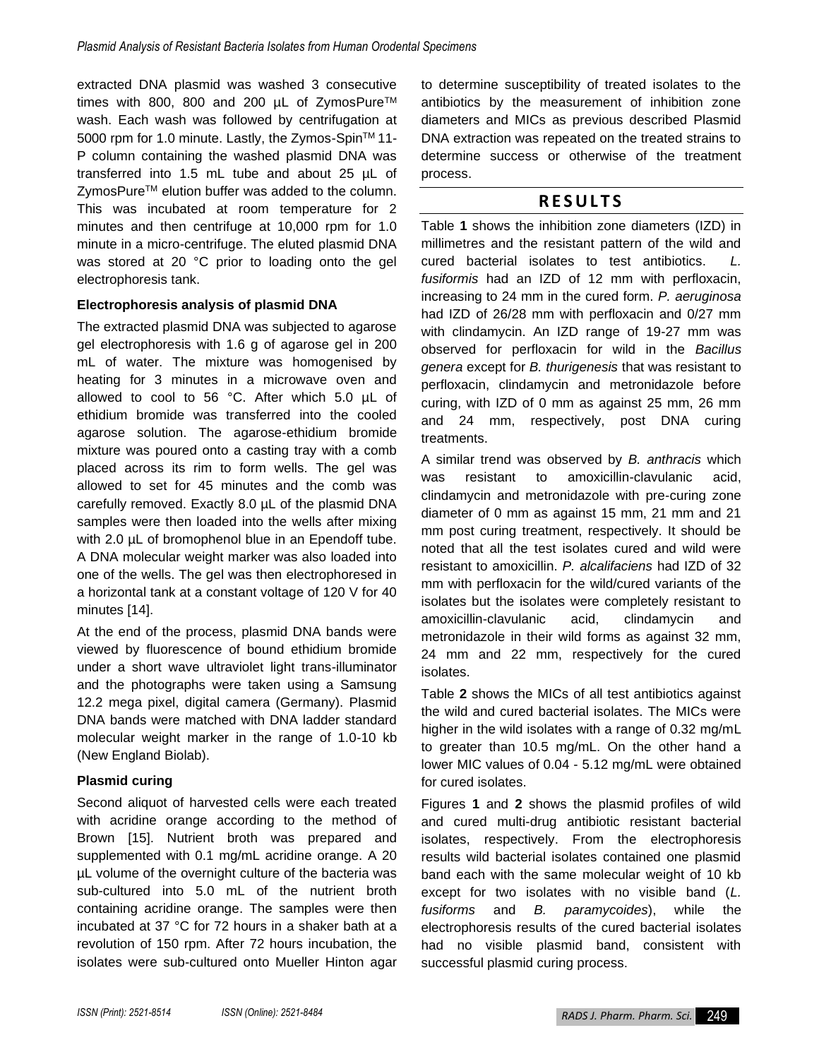extracted DNA plasmid was washed 3 consecutive times with 800, 800 and 200 µL of ZymosPure™ wash. Each wash was followed by centrifugation at 5000 rpm for 1.0 minute. Lastly, the Zymos-Spin™ 11-P column containing the washed plasmid DNA was transferred into 1.5 mL tube and about 25 µL of ZymosPure™ elution buffer was added to the column. This was incubated at room temperature for 2 minutes and then centrifuge at 10,000 rpm for 1.0 minute in a micro-centrifuge. The eluted plasmid DNA was stored at 20 °C prior to loading onto the gel electrophoresis tank.

### Electrophoresis analysis of plasmid DNA

The extracted plasmid DNA was subjected to agarose gel electrophoresis with 1.6 g of agarose gel in 200 mL of water. The mixture was homogenised by heating for 3 minutes in a microwave oven and allowed to cool to 56 °C. After which 5.0 µL of ethidium bromide was transferred into the cooled agarose solution. The agarose-ethidium bromide mixture was poured onto a casting tray with a comb placed across its rim to form wells. The gel was allowed to set for 45 minutes and the comb was carefully removed. Exactly 8.0 µL of the plasmid DNA samples were then loaded into the wells after mixing with 2.0 µL of bromophenol blue in an Ependoff tube. A DNA molecular weight marker was also loaded into one of the wells. The gel was then electrophoresed in a horizontal tank at a constant voltage of 120 V for 40 minutes [14].

At the end of the process, plasmid DNA bands were viewed by fluorescence of bound ethidium bromide under a short wave ultraviolet light trans-illuminator and the photographs were taken using a Samsung 12.2 mega pixel, digital camera (Germany). Plasmid DNA bands were matched with DNA ladder standard molecular weight marker in the range of 1.0-10 kb (New England Biolab).

### Plasmid curing

Second aliquot of harvested cells were each treated with acridine orange according to the method of Brown [15]. Nutrient broth was prepared and supplemented with 0.1 mg/mL acridine orange. A 20 µL volume of the overnight culture of the bacteria was sub-cultured into 5.0 mL of the nutrient broth containing acridine orange. The samples were then incubated at 37 °C for 72 hours in a shaker bath at a revolution of 150 rpm. After 72 hours incubation, the isolates were sub-cultured onto Mueller Hinton agar to determine susceptibility of treated isolates to the antibiotics by the measurement of inhibition zone diameters and MICs as previous described Plasmid DNA extraction was repeated on the treated strains to determine success or otherwise of the treatment process.

## RESULTS

Table **1** shows the inhibition zone diameters (IZD) in millimetres and the resistant pattern of the wild and cured bacterial isolates to test antibiotics. *L. fusiformis* had an IZD of 12 mm with perfloxacin, increasing to 24 mm in the cured form. *P. aeruginosa* had IZD of 26/28 mm with perfloxacin and 0/27 mm with clindamycin. An IZD range of 19-27 mm was observed for perfloxacin for wild in the *Bacillus genera* except for *B. thurigenesis* that was resistant to perfloxacin, clindamycin and metronidazole before curing, with IZD of 0 mm as against 25 mm, 26 mm and 24 mm, respectively, post DNA curing treatments.

A similar trend was observed by *B. anthracis* which was resistant to amoxicillin-clavulanic acid, clindamycin and metronidazole with pre-curing zone diameter of 0 mm as against 15 mm, 21 mm and 21 mm post curing treatment, respectively. It should be noted that all the test isolates cured and wild were resistant to amoxicillin. *P. alcalifaciens* had IZD of 32 mm with perfloxacin for the wild/cured variants of the isolates but the isolates were completely resistant to amoxicillin-clavulanic acid, clindamycin and metronidazole in their wild forms as against 32 mm, 24 mm and 22 mm, respectively for the cured isolates.

Table **2** shows the MICs of all test antibiotics against the wild and cured bacterial isolates. The MICs were higher in the wild isolates with a range of 0.32 mg/mL to greater than 10.5 mg/mL. On the other hand a lower MIC values of 0.04 - 5.12 mg/mL were obtained for cured isolates.

Figures **1** and **2** shows the plasmid profiles of wild and cured multi-drug antibiotic resistant bacterial isolates, respectively. From the electrophoresis results wild bacterial isolates contained one plasmid band each with the same molecular weight of 10 kb except for two isolates with no visible band (*L. fusiforms* and *B. paramycoides*), while the electrophoresis results of the cured bacterial isolates had no visible plasmid band, consistent with successful plasmid curing process.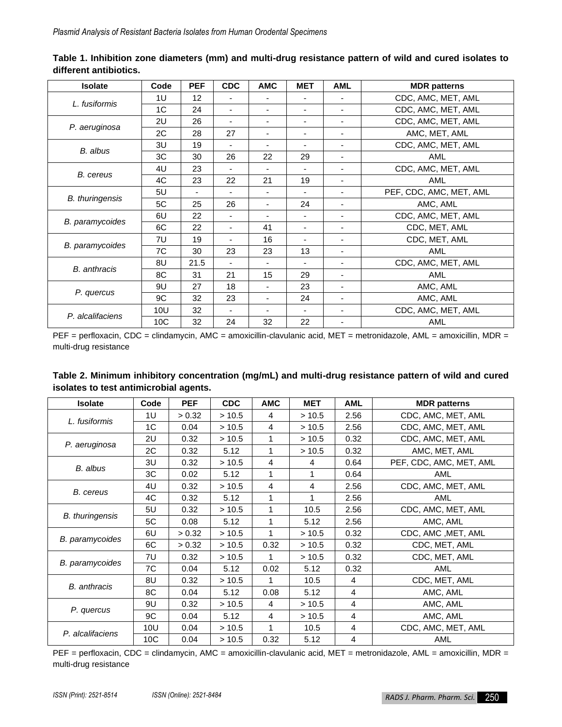**Table 1. Inhibition zone diameters (mm) and multi-drug resistance pattern of wild and cured isolates to different antibiotics.**

| Isolate | Code | PEF | CDC | AMC | MET | AML | MDR patterns |
|---|---|---|---|---|---|---|---|
| *L. fusiformis* | 1U | 12 | - | - | - | - | CDC, AMC, MET, AML |
| | 1C | 24 | - | - | - | - | CDC, AMC, MET, AML |
| *P. aeruginosa* | 2U | 26 | - | - | - | - | CDC, AMC, MET, AML |
| | 2C | 28 | 27 | - | - | - | AMC, MET, AML |
| *B. albus* | 3U | 19 | - | - | - | - | CDC, AMC, MET, AML |
| | 3C | 30 | 26 | 22 | 29 | - | AML |
| *B. cereus* | 4U | 23 | - | - | - | - | CDC, AMC, MET, AML |
| | 4C | 23 | 22 | 21 | 19 | - | AML |
| *B. thuringensis* | 5U | - | - | - | - | - | PEF, CDC, AMC, MET, AML |
| | 5C | 25 | 26 | - | 24 | - | AMC, AML |
| *B. paramycoides* | 6U | 22 | - | - | - | - | CDC, AMC, MET, AML |
| | 6C | 22 | - | 41 | - | - | CDC, MET, AML |
| *B. paramycoides* | 7U | 19 | - | 16 | - | - | CDC, MET, AML |
| | 7C | 30 | 23 | 23 | 13 | - | AML |
| *B. anthracis* | 8U | 21.5 | - | - | - | - | CDC, AMC, MET, AML |
| | 8C | 31 | 21 | 15 | 29 | - | AML |
| *P. quercus* | 9U | 27 | 18 | - | 23 | - | AMC, AML |
| | 9C | 32 | 23 | - | 24 | - | AMC, AML |
| *P. alcalifaciens* | 10U | 32 | - | - | - | - | CDC, AMC, MET, AML |
| | 10C | 32 | 24 | 32 | 22 | - | AML |

PEF = perfloxacin, CDC = clindamycin, AMC = amoxicillin-clavulanic acid, MET = metronidazole, AML = amoxicillin, MDR = multi-drug resistance

**Table 2. Minimum inhibitory concentration (mg/mL) and multi-drug resistance pattern of wild and cured isolates to test antimicrobial agents.**

| Isolate | Code | PEF | CDC | AMC | MET | AML | MDR patterns |
|---|---|---|---|---|---|---|---|
| *L. fusiformis* | 1U | > 0.32 | > 10.5 | 4 | > 10.5 | 2.56 | CDC, AMC, MET, AML |
| | 1C | 0.04 | > 10.5 | 4 | > 10.5 | 2.56 | CDC, AMC, MET, AML |
| *P. aeruginosa* | 2U | 0.32 | > 10.5 | 1 | > 10.5 | 0.32 | CDC, AMC, MET, AML |
| | 2C | 0.32 | 5.12 | 1 | > 10.5 | 0.32 | AMC, MET, AML |
| *B. albus* | 3U | 0.32 | > 10.5 | 4 | 4 | 0.64 | PEF, CDC, AMC, MET, AML |
| | 3C | 0.02 | 5.12 | 1 | 1 | 0.64 | AML |
| *B. cereus* | 4U | 0.32 | > 10.5 | 4 | 4 | 2.56 | CDC, AMC, MET, AML |
| | 4C | 0.32 | 5.12 | 1 | 1 | 2.56 | AML |
| *B. thuringensis* | 5U | 0.32 | > 10.5 | 1 | 10.5 | 2.56 | CDC, AMC, MET, AML |
| | 5C | 0.08 | 5.12 | 1 | 5.12 | 2.56 | AMC, AML |
| *B. paramycoides* | 6U | > 0.32 | > 10.5 | 1 | > 10.5 | 0.32 | CDC, AMC ,MET, AML |
| | 6C | > 0.32 | > 10.5 | 0.32 | > 10.5 | 0.32 | CDC, MET, AML |
| *B. paramycoides* | 7U | 0.32 | > 10.5 | 1 | > 10.5 | 0.32 | CDC, MET, AML |
| | 7C | 0.04 | 5.12 | 0.02 | 5.12 | 0.32 | AML |
| *B. anthracis* | 8U | 0.32 | > 10.5 | 1 | 10.5 | 4 | CDC, MET, AML |
| | 8C | 0.04 | 5.12 | 0.08 | 5.12 | 4 | AMC, AML |
| *P. quercus* | 9U | 0.32 | > 10.5 | 4 | > 10.5 | 4 | AMC, AML |
| | 9C | 0.04 | 5.12 | 4 | > 10.5 | 4 | AMC, AML |
| *P. alcalifaciens* | 10U | 0.04 | > 10.5 | 1 | 10.5 | 4 | CDC, AMC, MET, AML |
| | 10C | 0.04 | > 10.5 | 0.32 | 5.12 | 4 | AML |

PEF = perfloxacin, CDC = clindamycin, AMC = amoxicillin-clavulanic acid, MET = metronidazole, AML = amoxicillin, MDR = multi-drug resistance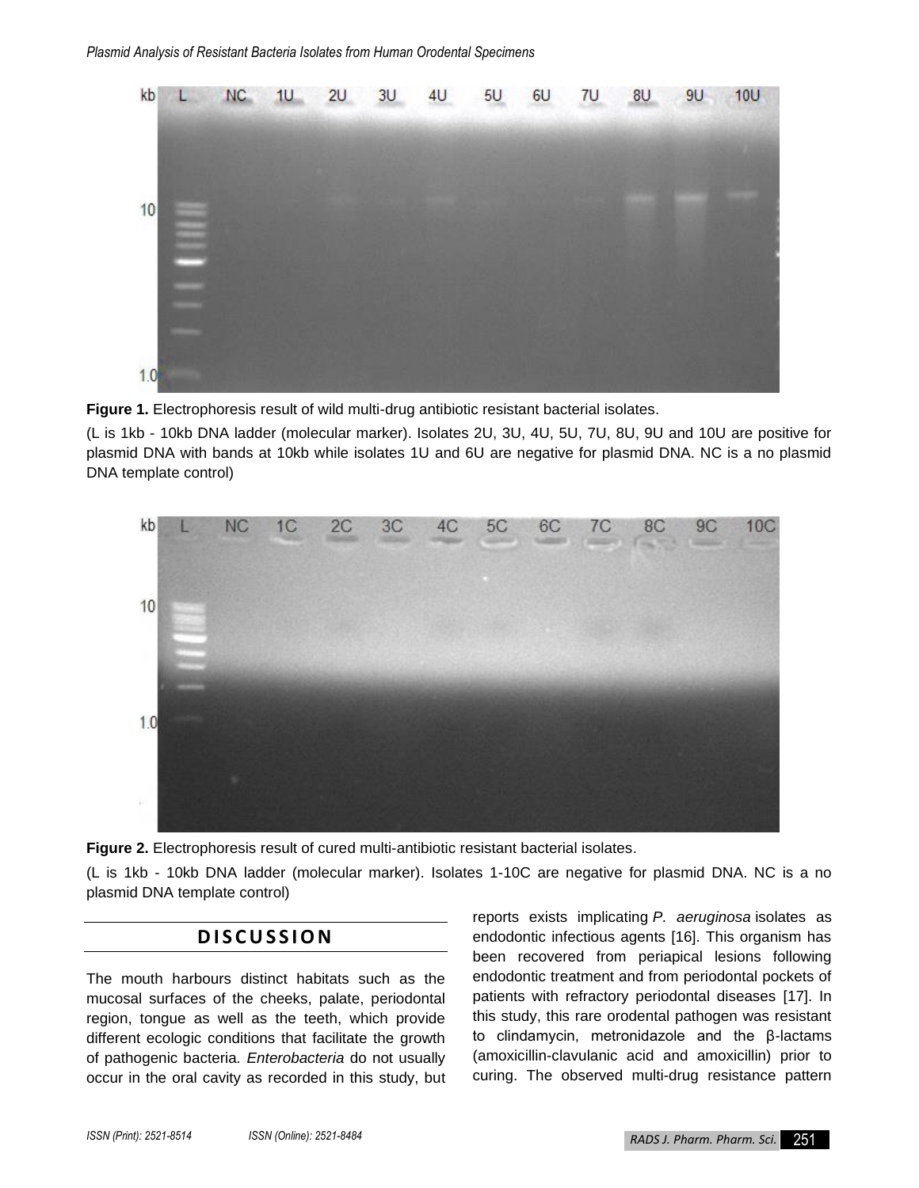**Figure 1.** Electrophoresis result of wild multi-drug antibiotic resistant bacterial isolates.

(L is 1kb - 10kb DNA ladder (molecular marker). Isolates 2U, 3U, 4U, 5U, 7U, 8U, 9U and 10U are positive for plasmid DNA with bands at 10kb while isolates 1U and 6U are negative for plasmid DNA. NC is a no plasmid DNA template control)

**Figure 2.** Electrophoresis result of cured multi-antibiotic resistant bacterial isolates.

(L is 1kb - 10kb DNA ladder (molecular marker). Isolates 1-10C are negative for plasmid DNA. NC is a no plasmid DNA template control)

## DISCUSSION

The mouth harbours distinct habitats such as the mucosal surfaces of the cheeks, palate, periodontal region, tongue as well as the teeth, which provide different ecologic conditions that facilitate the growth of pathogenic bacteria. *Enterobacteria* do not usually occur in the oral cavity as recorded in this study, but reports exists implicating *P. aeruginosa* isolates as endodontic infectious agents [16]. This organism has been recovered from periapical lesions following endodontic treatment and from periodontal pockets of patients with refractory periodontal diseases [17]. In this study, this rare orodental pathogen was resistant to clindamycin, metronidazole and the β-lactams (amoxicillin-clavulanic acid and amoxicillin) prior to curing. The observed multi-drug resistance pattern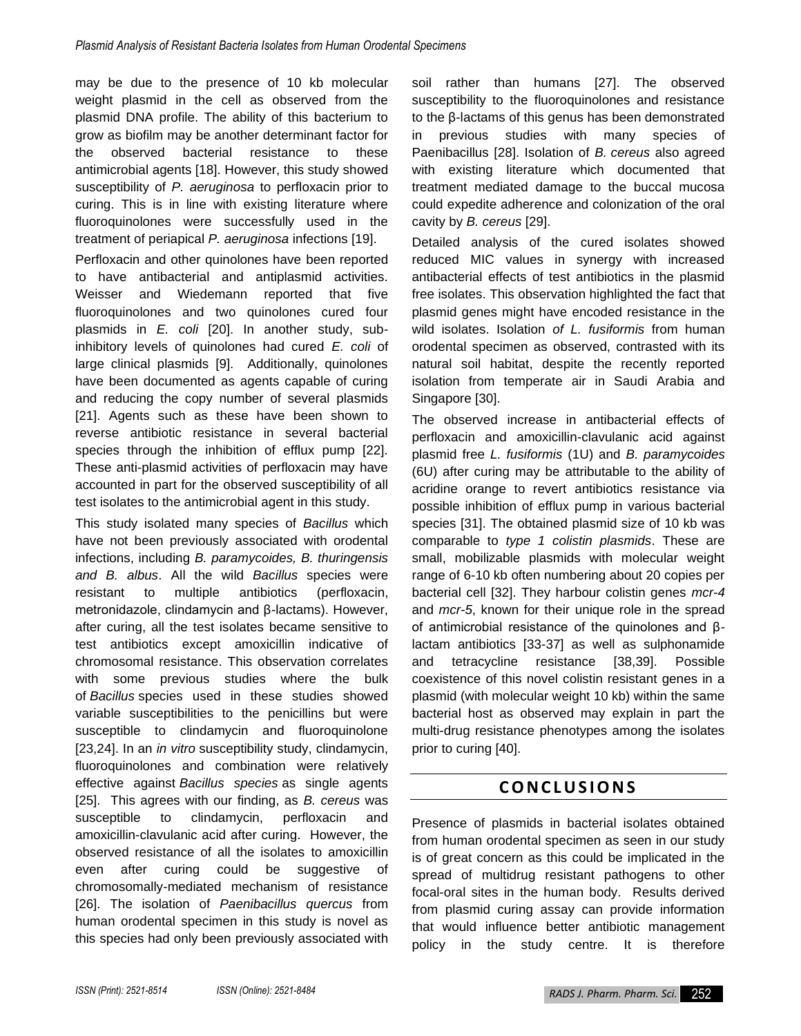may be due to the presence of 10 kb molecular weight plasmid in the cell as observed from the plasmid DNA profile. The ability of this bacterium to grow as biofilm may be another determinant factor for the observed bacterial resistance to these antimicrobial agents [18]. However, this study showed susceptibility of *P. aeruginosa* to perfloxacin prior to curing. This is in line with existing literature where fluoroquinolones were successfully used in the treatment of periapical *P. aeruginosa* infections [19].

Perfloxacin and other quinolones have been reported to have antibacterial and antiplasmid activities. Weisser and Wiedemann reported that five fluoroquinolones and two quinolones cured four plasmids in *E. coli* [20]. In another study, sub-inhibitory levels of quinolones had cured *E. coli* of large clinical plasmids [9]. Additionally, quinolones have been documented as agents capable of curing and reducing the copy number of several plasmids [21]. Agents such as these have been shown to reverse antibiotic resistance in several bacterial species through the inhibition of efflux pump [22]. These anti-plasmid activities of perfloxacin may have accounted in part for the observed susceptibility of all test isolates to the antimicrobial agent in this study.

This study isolated many species of *Bacillus* which have not been previously associated with orodental infections, including *B. paramycoides, B. thuringensis and B. albus*. All the wild *Bacillus* species were resistant to multiple antibiotics (perfloxacin, metronidazole, clindamycin and β-lactams). However, after curing, all the test isolates became sensitive to test antibiotics except amoxicillin indicative of chromosomal resistance. This observation correlates with some previous studies where the bulk of *Bacillus* species used in these studies showed variable susceptibilities to the penicillins but were susceptible to clindamycin and fluoroquinolone [23,24]. In an *in vitro* susceptibility study, clindamycin, fluoroquinolones and combination were relatively effective against *Bacillus species* as single agents [25]. This agrees with our finding, as *B. cereus* was susceptible to clindamycin, perfloxacin and amoxicillin-clavulanic acid after curing. However, the observed resistance of all the isolates to amoxicillin even after curing could be suggestive of chromosomally-mediated mechanism of resistance [26]. The isolation of *Paenibacillus quercus* from human orodental specimen in this study is novel as this species had only been previously associated with soil rather than humans [27]. The observed susceptibility to the fluoroquinolones and resistance to the β-lactams of this genus has been demonstrated in previous studies with many species of Paenibacillus [28]. Isolation of *B. cereus* also agreed with existing literature which documented that treatment mediated damage to the buccal mucosa could expedite adherence and colonization of the oral cavity by *B. cereus* [29].

Detailed analysis of the cured isolates showed reduced MIC values in synergy with increased antibacterial effects of test antibiotics in the plasmid free isolates. This observation highlighted the fact that plasmid genes might have encoded resistance in the wild isolates. Isolation *of L. fusiformis* from human orodental specimen as observed, contrasted with its natural soil habitat, despite the recently reported isolation from temperate air in Saudi Arabia and Singapore [30].

The observed increase in antibacterial effects of perfloxacin and amoxicillin-clavulanic acid against plasmid free *L. fusiformis* (1U) and *B. paramycoides* (6U) after curing may be attributable to the ability of acridine orange to revert antibiotics resistance via possible inhibition of efflux pump in various bacterial species [31]. The obtained plasmid size of 10 kb was comparable to *type 1 colistin plasmids*. These are small, mobilizable plasmids with molecular weight range of 6-10 kb often numbering about 20 copies per bacterial cell [32]. They harbour colistin genes *mcr-4* and *mcr-5*, known for their unique role in the spread of antimicrobial resistance of the quinolones and β-lactam antibiotics [33-37] as well as sulphonamide and tetracycline resistance [38,39]. Possible coexistence of this novel colistin resistant genes in a plasmid (with molecular weight 10 kb) within the same bacterial host as observed may explain in part the multi-drug resistance phenotypes among the isolates prior to curing [40].

## CONCLUSIONS

Presence of plasmids in bacterial isolates obtained from human orodental specimen as seen in our study is of great concern as this could be implicated in the spread of multidrug resistant pathogens to other focal-oral sites in the human body. Results derived from plasmid curing assay can provide information that would influence better antibiotic management policy in the study centre. It is therefore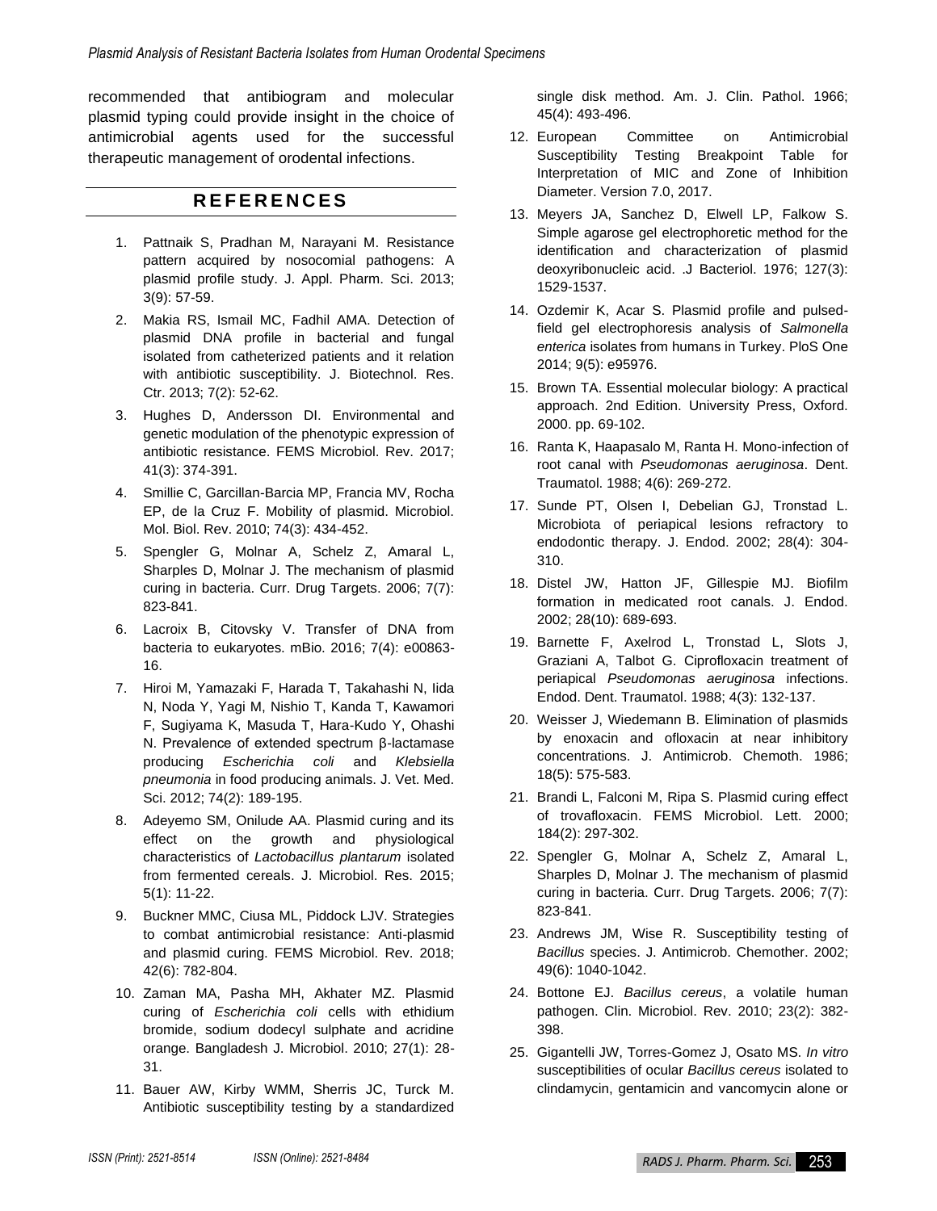recommended that antibiogram and molecular plasmid typing could provide insight in the choice of antimicrobial agents used for the successful therapeutic management of orodental infections.

## REFERENCES

1. Pattnaik S, Pradhan M, Narayani M. Resistance pattern acquired by nosocomial pathogens: A plasmid profile study. J. Appl. Pharm. Sci. 2013; 3(9): 57-59.
2. Makia RS, Ismail MC, Fadhil AMA. Detection of plasmid DNA profile in bacterial and fungal isolated from catheterized patients and it relation with antibiotic susceptibility. J. Biotechnol. Res. Ctr. 2013; 7(2): 52-62.
3. Hughes D, Andersson DI. Environmental and genetic modulation of the phenotypic expression of antibiotic resistance. FEMS Microbiol. Rev. 2017; 41(3): 374-391.
4. Smillie C, Garcillan-Barcia MP, Francia MV, Rocha EP, de la Cruz F. Mobility of plasmid. Microbiol. Mol. Biol. Rev. 2010; 74(3): 434-452.
5. Spengler G, Molnar A, Schelz Z, Amaral L, Sharples D, Molnar J. The mechanism of plasmid curing in bacteria. Curr. Drug Targets. 2006; 7(7): 823-841.
6. Lacroix B, Citovsky V. Transfer of DNA from bacteria to eukaryotes. mBio. 2016; 7(4): e00863-16.
7. Hiroi M, Yamazaki F, Harada T, Takahashi N, Iida N, Noda Y, Yagi M, Nishio T, Kanda T, Kawamori F, Sugiyama K, Masuda T, Hara-Kudo Y, Ohashi N. Prevalence of extended spectrum β-lactamase producing *Escherichia coli* and *Klebsiella pneumonia* in food producing animals. J. Vet. Med. Sci. 2012; 74(2): 189-195.
8. Adeyemo SM, Onilude AA. Plasmid curing and its effect on the growth and physiological characteristics of *Lactobacillus plantarum* isolated from fermented cereals. J. Microbiol. Res. 2015; 5(1): 11-22.
9. Buckner MMC, Ciusa ML, Piddock LJV. Strategies to combat antimicrobial resistance: Anti-plasmid and plasmid curing. FEMS Microbiol. Rev. 2018; 42(6): 782-804.
10. Zaman MA, Pasha MH, Akhater MZ. Plasmid curing of *Escherichia coli* cells with ethidium bromide, sodium dodecyl sulphate and acridine orange. Bangladesh J. Microbiol. 2010; 27(1): 28-31.
11. Bauer AW, Kirby WMM, Sherris JC, Turck M. Antibiotic susceptibility testing by a standardized single disk method. Am. J. Clin. Pathol. 1966; 45(4): 493-496.
12. European Committee on Antimicrobial Susceptibility Testing Breakpoint Table for Interpretation of MIC and Zone of Inhibition Diameter. Version 7.0, 2017.
13. Meyers JA, Sanchez D, Elwell LP, Falkow S. Simple agarose gel electrophoretic method for the identification and characterization of plasmid deoxyribonucleic acid. .J Bacteriol. 1976; 127(3): 1529-1537.
14. Ozdemir K, Acar S. Plasmid profile and pulsed-field gel electrophoresis analysis of *Salmonella enterica* isolates from humans in Turkey. PloS One 2014; 9(5): e95976.
15. Brown TA. Essential molecular biology: A practical approach. 2nd Edition. University Press, Oxford. 2000. pp. 69-102.
16. Ranta K, Haapasalo M, Ranta H. Mono-infection of root canal with *Pseudomonas aeruginosa*. Dent. Traumatol. 1988; 4(6): 269-272.
17. Sunde PT, Olsen I, Debelian GJ, Tronstad L. Microbiota of periapical lesions refractory to endodontic therapy. J. Endod. 2002; 28(4): 304-310.
18. Distel JW, Hatton JF, Gillespie MJ. Biofilm formation in medicated root canals. J. Endod. 2002; 28(10): 689-693.
19. Barnette F, Axelrod L, Tronstad L, Slots J, Graziani A, Talbot G. Ciprofloxacin treatment of periapical *Pseudomonas aeruginosa* infections. Endod. Dent. Traumatol. 1988; 4(3): 132-137.
20. Weisser J, Wiedemann B. Elimination of plasmids by enoxacin and ofloxacin at near inhibitory concentrations. J. Antimicrob. Chemoth. 1986; 18(5): 575-583.
21. Brandi L, Falconi M, Ripa S. Plasmid curing effect of trovafloxacin. FEMS Microbiol. Lett. 2000; 184(2): 297-302.
22. Spengler G, Molnar A, Schelz Z, Amaral L, Sharples D, Molnar J. The mechanism of plasmid curing in bacteria. Curr. Drug Targets. 2006; 7(7): 823-841.
23. Andrews JM, Wise R. Susceptibility testing of *Bacillus* species. J. Antimicrob. Chemother. 2002; 49(6): 1040-1042.
24. Bottone EJ. *Bacillus cereus*, a volatile human pathogen. Clin. Microbiol. Rev. 2010; 23(2): 382-398.
25. Gigantelli JW, Torres-Gomez J, Osato MS. *In vitro* susceptibilities of ocular *Bacillus cereus* isolated to clindamycin, gentamicin and vancomycin alone or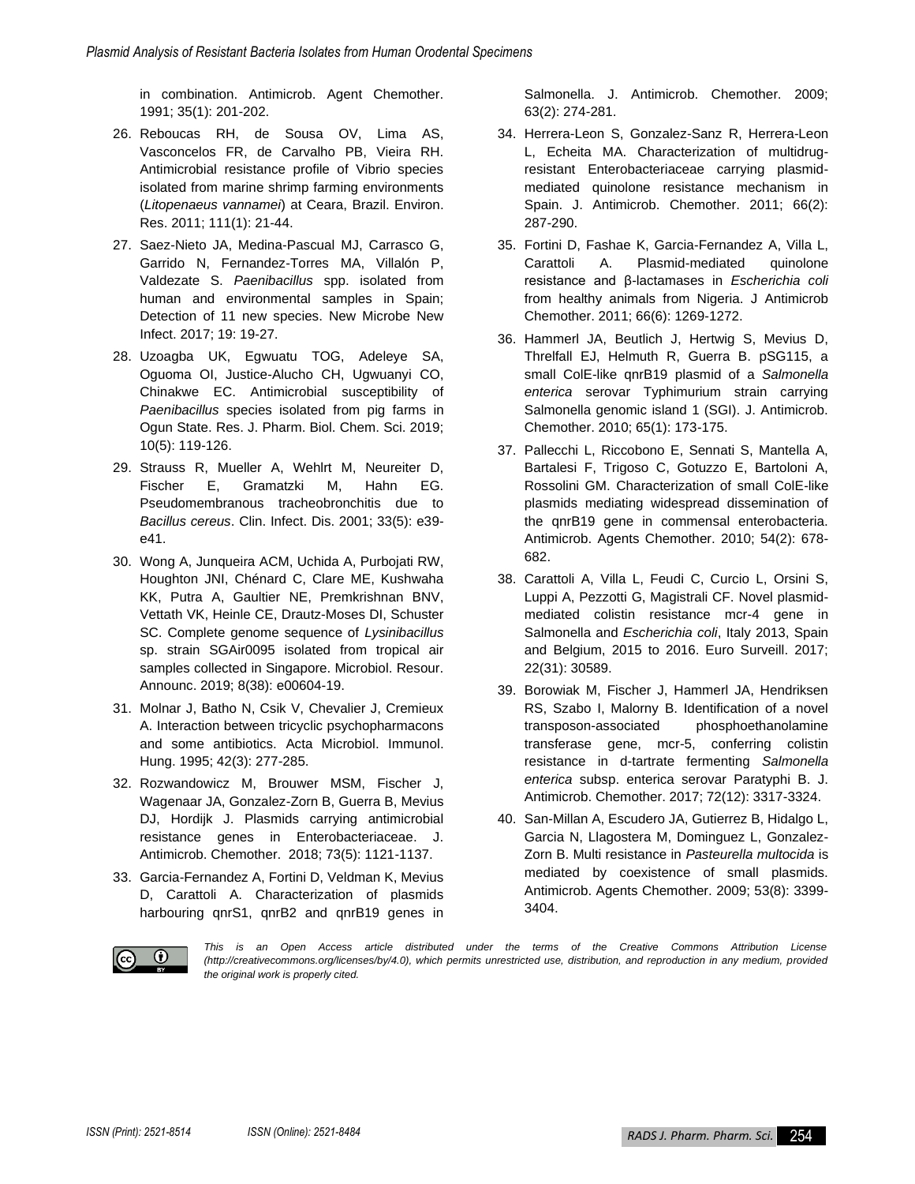in combination. Antimicrob. Agent Chemother. 1991; 35(1): 201-202.

26. Reboucas RH, de Sousa OV, Lima AS, Vasconcelos FR, de Carvalho PB, Vieira RH. Antimicrobial resistance profile of Vibrio species isolated from marine shrimp farming environments (*Litopenaeus vannamei*) at Ceara, Brazil. Environ. Res. 2011; 111(1): 21-44.

27. Saez-Nieto JA, Medina-Pascual MJ, Carrasco G, Garrido N, Fernandez-Torres MA, Villalón P, Valdezate S. *Paenibacillus* spp. isolated from human and environmental samples in Spain; Detection of 11 new species. New Microbe New Infect. 2017; 19: 19-27.

28. Uzoagba UK, Egwuatu TOG, Adeleye SA, Oguoma OI, Justice-Alucho CH, Ugwuanyi CO, Chinakwe EC. Antimicrobial susceptibility of *Paenibacillus* species isolated from pig farms in Ogun State. Res. J. Pharm. Biol. Chem. Sci. 2019; 10(5): 119-126.

29. Strauss R, Mueller A, Wehlrt M, Neureiter D, Fischer E, Gramatzki M, Hahn EG. Pseudomembranous tracheobronchitis due to *Bacillus cereus*. Clin. Infect. Dis. 2001; 33(5): e39-e41.

30. Wong A, Junqueira ACM, Uchida A, Purbojati RW, Houghton JNI, Chénard C, Clare ME, Kushwaha KK, Putra A, Gaultier NE, Premkrishnan BNV, Vettath VK, Heinle CE, Drautz-Moses DI, Schuster SC. Complete genome sequence of *Lysinibacillus* sp. strain SGAir0095 isolated from tropical air samples collected in Singapore. Microbiol. Resour. Announc. 2019; 8(38): e00604-19.

31. Molnar J, Batho N, Csik V, Chevalier J, Cremieux A. Interaction between tricyclic psychopharmacons and some antibiotics. Acta Microbiol. Immunol. Hung. 1995; 42(3): 277-285.

32. Rozwandowicz M, Brouwer MSM, Fischer J, Wagenaar JA, Gonzalez-Zorn B, Guerra B, Mevius DJ, Hordijk J. Plasmids carrying antimicrobial resistance genes in Enterobacteriaceae. J. Antimicrob. Chemother. 2018; 73(5): 1121-1137.

33. Garcia-Fernandez A, Fortini D, Veldman K, Mevius D, Carattoli A. Characterization of plasmids harbouring qnrS1, qnrB2 and qnrB19 genes in Salmonella. J. Antimicrob. Chemother. 2009; 63(2): 274-281.

34. Herrera-Leon S, Gonzalez-Sanz R, Herrera-Leon L, Echeita MA. Characterization of multidrug-resistant Enterobacteriaceae carrying plasmid-mediated quinolone resistance mechanism in Spain. J. Antimicrob. Chemother. 2011; 66(2): 287-290.

35. Fortini D, Fashae K, Garcia-Fernandez A, Villa L, Carattoli A. Plasmid-mediated quinolone resistance and β-lactamases in *Escherichia coli* from healthy animals from Nigeria. J Antimicrob Chemother. 2011; 66(6): 1269-1272.

36. Hammerl JA, Beutlich J, Hertwig S, Mevius D, Threlfall EJ, Helmuth R, Guerra B. pSG115, a small ColE-like qnrB19 plasmid of a *Salmonella enterica* serovar Typhimurium strain carrying Salmonella genomic island 1 (SGI). J. Antimicrob. Chemother. 2010; 65(1): 173-175.

37. Pallecchi L, Riccobono E, Sennati S, Mantella A, Bartalesi F, Trigoso C, Gotuzzo E, Bartoloni A, Rossolini GM. Characterization of small ColE-like plasmids mediating widespread dissemination of the qnrB19 gene in commensal enterobacteria. Antimicrob. Agents Chemother. 2010; 54(2): 678-682.

38. Carattoli A, Villa L, Feudi C, Curcio L, Orsini S, Luppi A, Pezzotti G, Magistrali CF. Novel plasmid-mediated colistin resistance mcr-4 gene in Salmonella and *Escherichia coli*, Italy 2013, Spain and Belgium, 2015 to 2016. Euro Surveill. 2017; 22(31): 30589.

39. Borowiak M, Fischer J, Hammerl JA, Hendriksen RS, Szabo I, Malorny B. Identification of a novel transposon-associated phosphoethanolamine transferase gene, mcr-5, conferring colistin resistance in d-tartrate fermenting *Salmonella enterica* subsp. enterica serovar Paratyphi B. J. Antimicrob. Chemother. 2017; 72(12): 3317-3324.

40. San-Millan A, Escudero JA, Gutierrez B, Hidalgo L, Garcia N, Llagostera M, Dominguez L, Gonzalez-Zorn B. Multi resistance in *Pasteurella multocida* is mediated by coexistence of small plasmids. Antimicrob. Agents Chemother. 2009; 53(8): 3399-3404.

*This is an Open Access article distributed under the terms of the Creative Commons Attribution License (http://creativecommons.org/licenses/by/4.0), which permits unrestricted use, distribution, and reproduction in any medium, provided the original work is properly cited.*